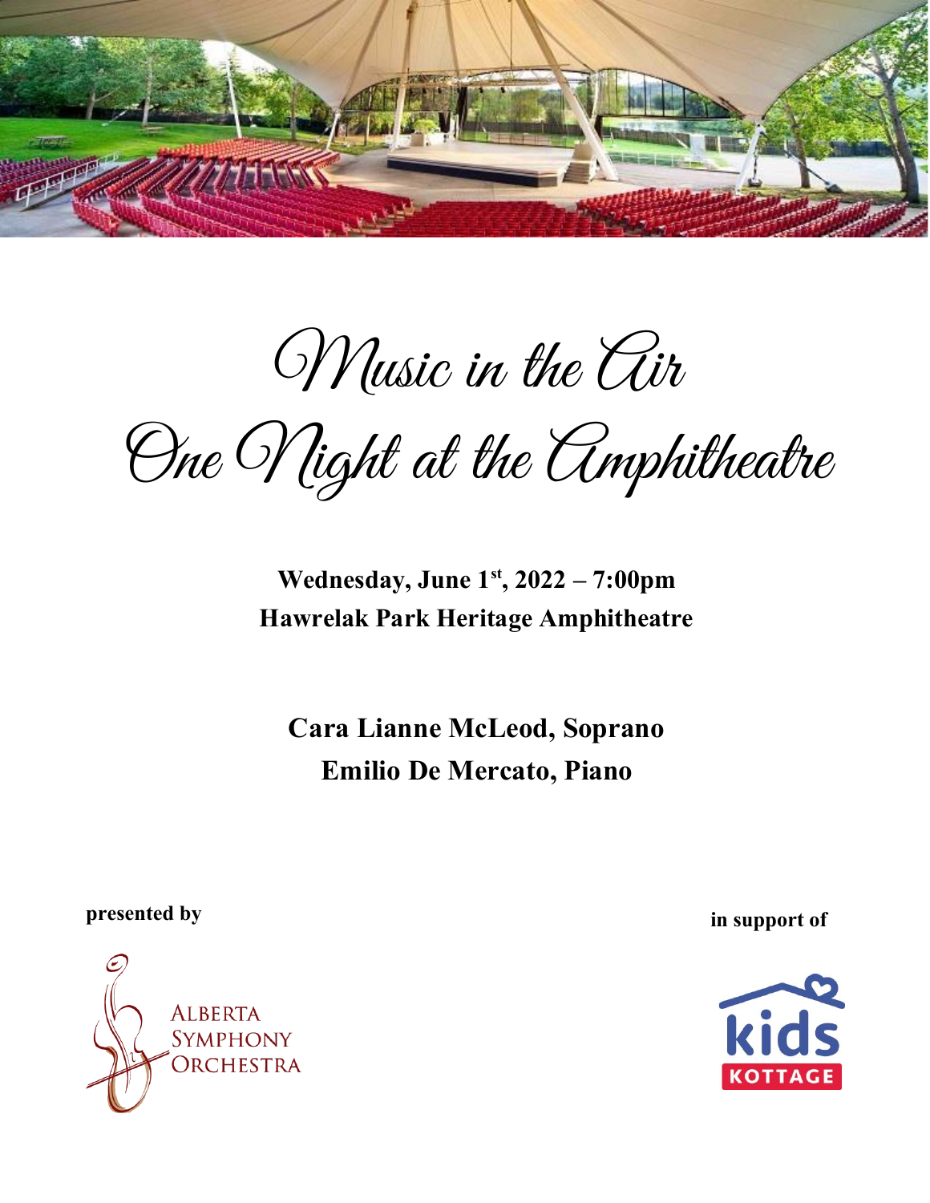# Music in the Air

# One Night at the Amphitheatre

**Wednesday, June 1st, 2022 – 7:00pm**
**Hawrelak Park Heritage Amphitheatre**

**Cara Lianne McLeod, Soprano**
**Emilio De Mercato, Piano**

**presented by**

Alberta Symphony Orchestra

**in support of**

kids KOTTAGE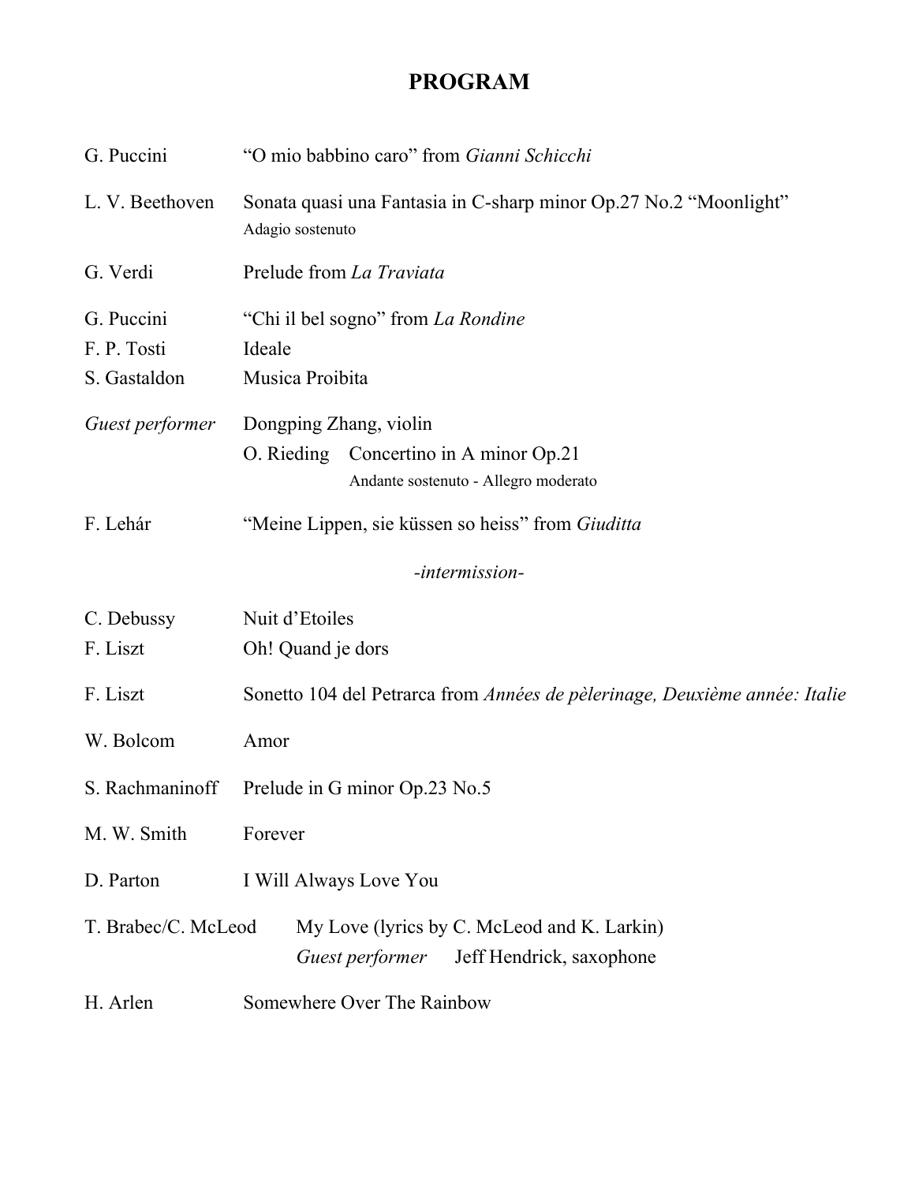# PROGRAM

G. Puccini — "O mio babbino caro" from *Gianni Schicchi*

L. V. Beethoven — Sonata quasi una Fantasia in C-sharp minor Op.27 No.2 "Moonlight"
Adagio sostenuto

G. Verdi — Prelude from *La Traviata*

G. Puccini — "Chi il bel sogno" from *La Rondine*
F. P. Tosti — Ideale
S. Gastaldon — Musica Proibita

*Guest performer* — Dongping Zhang, violin
O. Rieding — Concertino in A minor Op.21
Andante sostenuto - Allegro moderato

F. Lehár — "Meine Lippen, sie küssen so heiss" from *Giuditta*

*-intermission-*

C. Debussy — Nuit d'Etoiles
F. Liszt — Oh! Quand je dors

F. Liszt — Sonetto 104 del Petrarca from *Années de pèlerinage, Deuxième année: Italie*

W. Bolcom — Amor

S. Rachmaninoff — Prelude in G minor Op.23 No.5

M. W. Smith — Forever

D. Parton — I Will Always Love You

T. Brabec/C. McLeod — My Love (lyrics by C. McLeod and K. Larkin)
*Guest performer* — Jeff Hendrick, saxophone

H. Arlen — Somewhere Over The Rainbow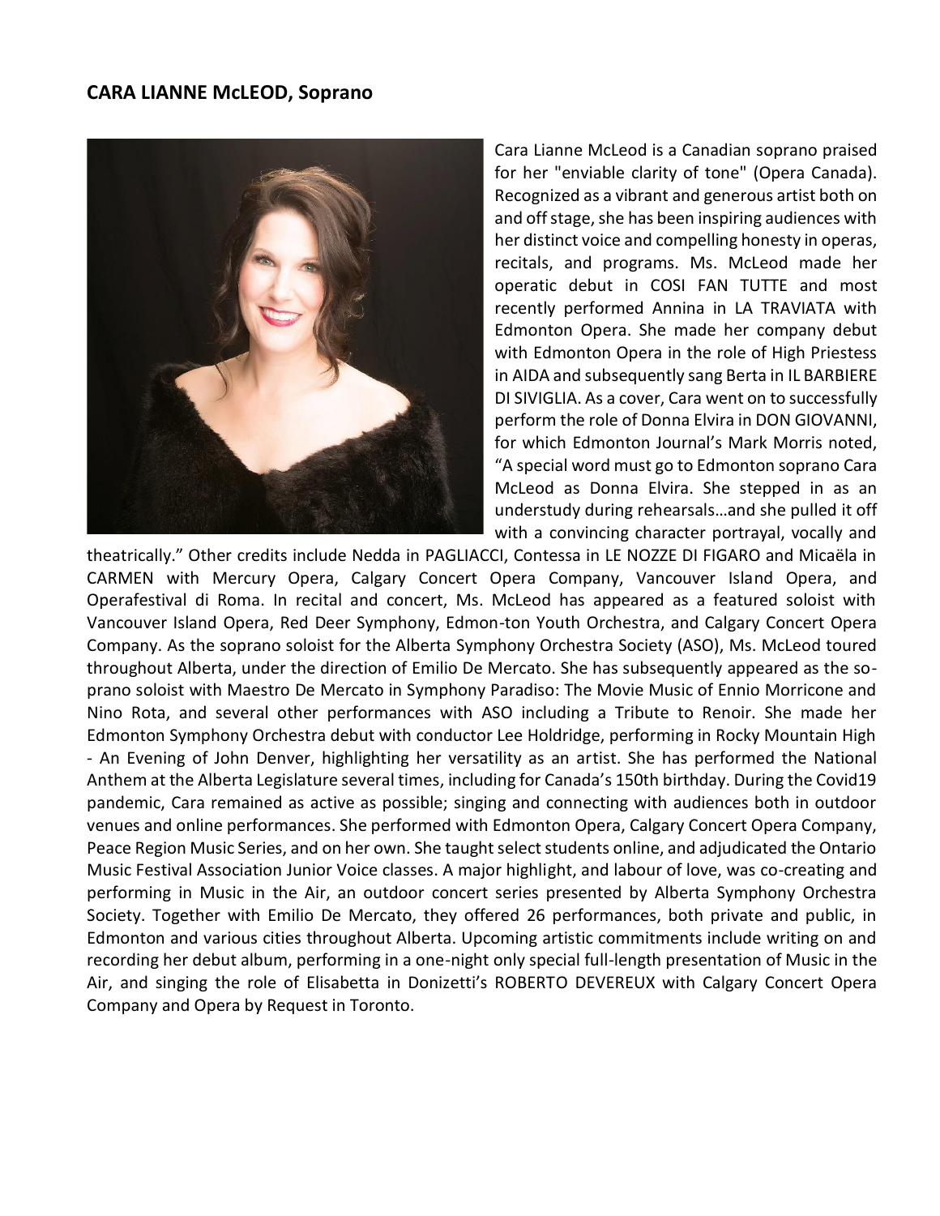## CARA LIANNE McLEOD, Soprano

Cara Lianne McLeod is a Canadian soprano praised for her "enviable clarity of tone" (Opera Canada). Recognized as a vibrant and generous artist both on and off stage, she has been inspiring audiences with her distinct voice and compelling honesty in operas, recitals, and programs. Ms. McLeod made her operatic debut in COSI FAN TUTTE and most recently performed Annina in LA TRAVIATA with Edmonton Opera. She made her company debut with Edmonton Opera in the role of High Priestess in AIDA and subsequently sang Berta in IL BARBIERE DI SIVIGLIA. As a cover, Cara went on to successfully perform the role of Donna Elvira in DON GIOVANNI, for which Edmonton Journal's Mark Morris noted, "A special word must go to Edmonton soprano Cara McLeod as Donna Elvira. She stepped in as an understudy during rehearsals…and she pulled it off with a convincing character portrayal, vocally and theatrically." Other credits include Nedda in PAGLIACCI, Contessa in LE NOZZE DI FIGARO and Micaëla in CARMEN with Mercury Opera, Calgary Concert Opera Company, Vancouver Island Opera, and Operafestival di Roma. In recital and concert, Ms. McLeod has appeared as a featured soloist with Vancouver Island Opera, Red Deer Symphony, Edmon-ton Youth Orchestra, and Calgary Concert Opera Company. As the soprano soloist for the Alberta Symphony Orchestra Society (ASO), Ms. McLeod toured throughout Alberta, under the direction of Emilio De Mercato. She has subsequently appeared as the so-prano soloist with Maestro De Mercato in Symphony Paradiso: The Movie Music of Ennio Morricone and Nino Rota, and several other performances with ASO including a Tribute to Renoir. She made her Edmonton Symphony Orchestra debut with conductor Lee Holdridge, performing in Rocky Mountain High - An Evening of John Denver, highlighting her versatility as an artist. She has performed the National Anthem at the Alberta Legislature several times, including for Canada's 150th birthday. During the Covid19 pandemic, Cara remained as active as possible; singing and connecting with audiences both in outdoor venues and online performances. She performed with Edmonton Opera, Calgary Concert Opera Company, Peace Region Music Series, and on her own. She taught select students online, and adjudicated the Ontario Music Festival Association Junior Voice classes. A major highlight, and labour of love, was co-creating and performing in Music in the Air, an outdoor concert series presented by Alberta Symphony Orchestra Society. Together with Emilio De Mercato, they offered 26 performances, both private and public, in Edmonton and various cities throughout Alberta. Upcoming artistic commitments include writing on and recording her debut album, performing in a one-night only special full-length presentation of Music in the Air, and singing the role of Elisabetta in Donizetti's ROBERTO DEVEREUX with Calgary Concert Opera Company and Opera by Request in Toronto.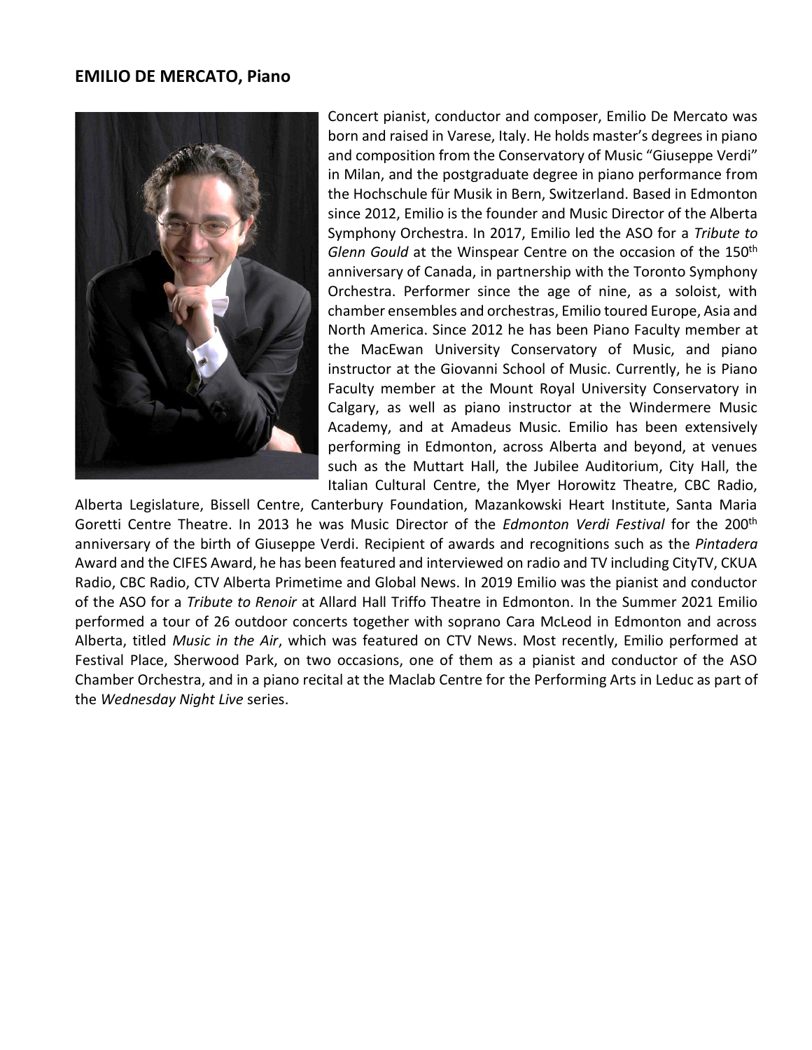## EMILIO DE MERCATO, Piano

Concert pianist, conductor and composer, Emilio De Mercato was born and raised in Varese, Italy. He holds master's degrees in piano and composition from the Conservatory of Music "Giuseppe Verdi" in Milan, and the postgraduate degree in piano performance from the Hochschule für Musik in Bern, Switzerland. Based in Edmonton since 2012, Emilio is the founder and Music Director of the Alberta Symphony Orchestra. In 2017, Emilio led the ASO for a *Tribute to Glenn Gould* at the Winspear Centre on the occasion of the 150th anniversary of Canada, in partnership with the Toronto Symphony Orchestra. Performer since the age of nine, as a soloist, with chamber ensembles and orchestras, Emilio toured Europe, Asia and North America. Since 2012 he has been Piano Faculty member at the MacEwan University Conservatory of Music, and piano instructor at the Giovanni School of Music. Currently, he is Piano Faculty member at the Mount Royal University Conservatory in Calgary, as well as piano instructor at the Windermere Music Academy, and at Amadeus Music. Emilio has been extensively performing in Edmonton, across Alberta and beyond, at venues such as the Muttart Hall, the Jubilee Auditorium, City Hall, the Italian Cultural Centre, the Myer Horowitz Theatre, CBC Radio, Alberta Legislature, Bissell Centre, Canterbury Foundation, Mazankowski Heart Institute, Santa Maria Goretti Centre Theatre. In 2013 he was Music Director of the *Edmonton Verdi Festival* for the 200th anniversary of the birth of Giuseppe Verdi. Recipient of awards and recognitions such as the *Pintadera* Award and the CIFES Award, he has been featured and interviewed on radio and TV including CityTV, CKUA Radio, CBC Radio, CTV Alberta Primetime and Global News. In 2019 Emilio was the pianist and conductor of the ASO for a *Tribute to Renoir* at Allard Hall Triffo Theatre in Edmonton. In the Summer 2021 Emilio performed a tour of 26 outdoor concerts together with soprano Cara McLeod in Edmonton and across Alberta, titled *Music in the Air*, which was featured on CTV News. Most recently, Emilio performed at Festival Place, Sherwood Park, on two occasions, one of them as a pianist and conductor of the ASO Chamber Orchestra, and in a piano recital at the Maclab Centre for the Performing Arts in Leduc as part of the *Wednesday Night Live* series.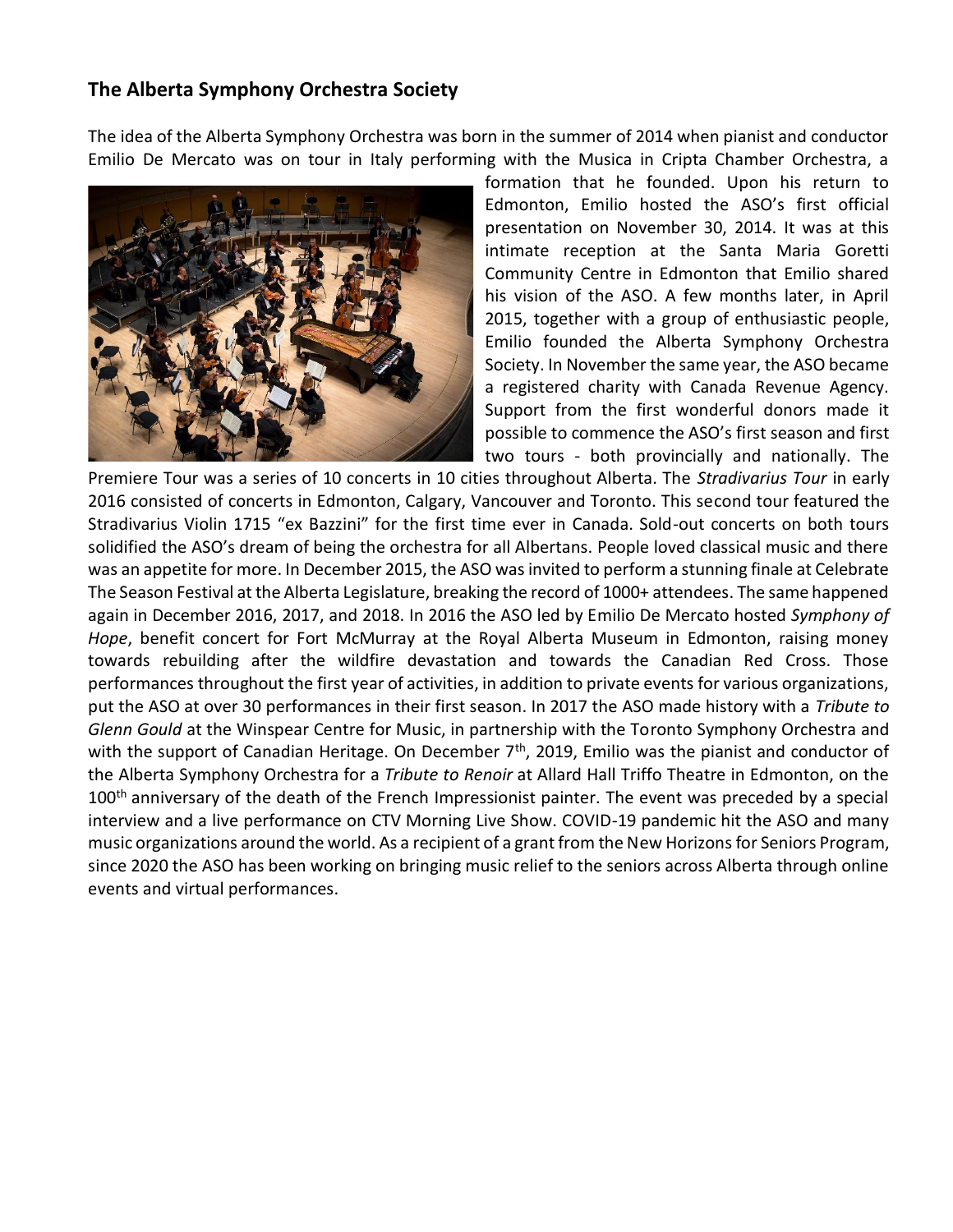## The Alberta Symphony Orchestra Society

The idea of the Alberta Symphony Orchestra was born in the summer of 2014 when pianist and conductor Emilio De Mercato was on tour in Italy performing with the Musica in Cripta Chamber Orchestra, a formation that he founded. Upon his return to Edmonton, Emilio hosted the ASO's first official presentation on November 30, 2014. It was at this intimate reception at the Santa Maria Goretti Community Centre in Edmonton that Emilio shared his vision of the ASO. A few months later, in April 2015, together with a group of enthusiastic people, Emilio founded the Alberta Symphony Orchestra Society. In November the same year, the ASO became a registered charity with Canada Revenue Agency. Support from the first wonderful donors made it possible to commence the ASO's first season and first two tours - both provincially and nationally. The Premiere Tour was a series of 10 concerts in 10 cities throughout Alberta. The *Stradivarius Tour* in early 2016 consisted of concerts in Edmonton, Calgary, Vancouver and Toronto. This second tour featured the Stradivarius Violin 1715 "ex Bazzini" for the first time ever in Canada. Sold-out concerts on both tours solidified the ASO's dream of being the orchestra for all Albertans. People loved classical music and there was an appetite for more. In December 2015, the ASO was invited to perform a stunning finale at Celebrate The Season Festival at the Alberta Legislature, breaking the record of 1000+ attendees. The same happened again in December 2016, 2017, and 2018. In 2016 the ASO led by Emilio De Mercato hosted *Symphony of Hope*, benefit concert for Fort McMurray at the Royal Alberta Museum in Edmonton, raising money towards rebuilding after the wildfire devastation and towards the Canadian Red Cross. Those performances throughout the first year of activities, in addition to private events for various organizations, put the ASO at over 30 performances in their first season. In 2017 the ASO made history with a *Tribute to Glenn Gould* at the Winspear Centre for Music, in partnership with the Toronto Symphony Orchestra and with the support of Canadian Heritage. On December 7th, 2019, Emilio was the pianist and conductor of the Alberta Symphony Orchestra for a *Tribute to Renoir* at Allard Hall Triffo Theatre in Edmonton, on the 100th anniversary of the death of the French Impressionist painter. The event was preceded by a special interview and a live performance on CTV Morning Live Show. COVID-19 pandemic hit the ASO and many music organizations around the world. As a recipient of a grant from the New Horizons for Seniors Program, since 2020 the ASO has been working on bringing music relief to the seniors across Alberta through online events and virtual performances.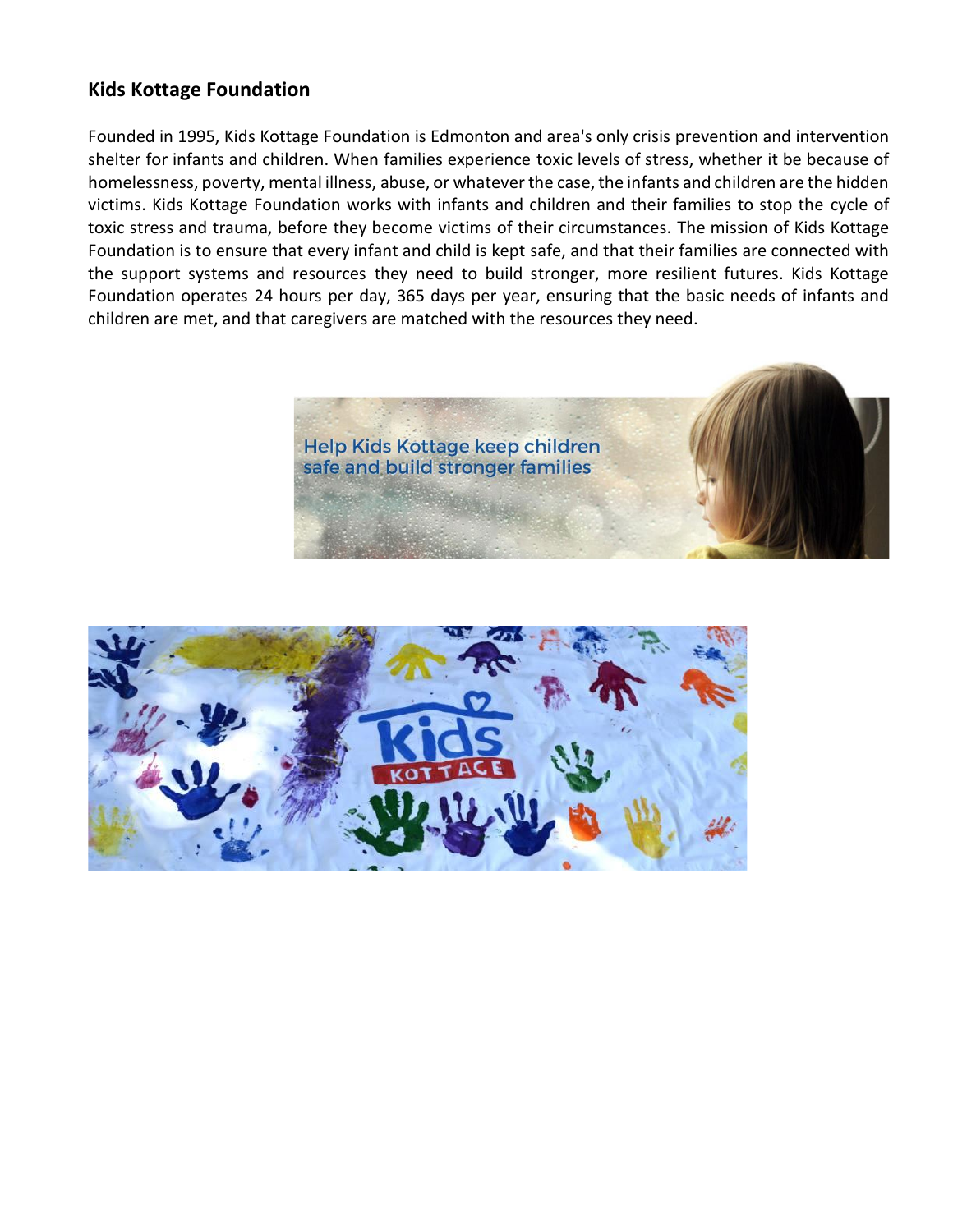## Kids Kottage Foundation

Founded in 1995, Kids Kottage Foundation is Edmonton and area's only crisis prevention and intervention shelter for infants and children. When families experience toxic levels of stress, whether it be because of homelessness, poverty, mental illness, abuse, or whatever the case, the infants and children are the hidden victims. Kids Kottage Foundation works with infants and children and their families to stop the cycle of toxic stress and trauma, before they become victims of their circumstances. The mission of Kids Kottage Foundation is to ensure that every infant and child is kept safe, and that their families are connected with the support systems and resources they need to build stronger, more resilient futures. Kids Kottage Foundation operates 24 hours per day, 365 days per year, ensuring that the basic needs of infants and children are met, and that caregivers are matched with the resources they need.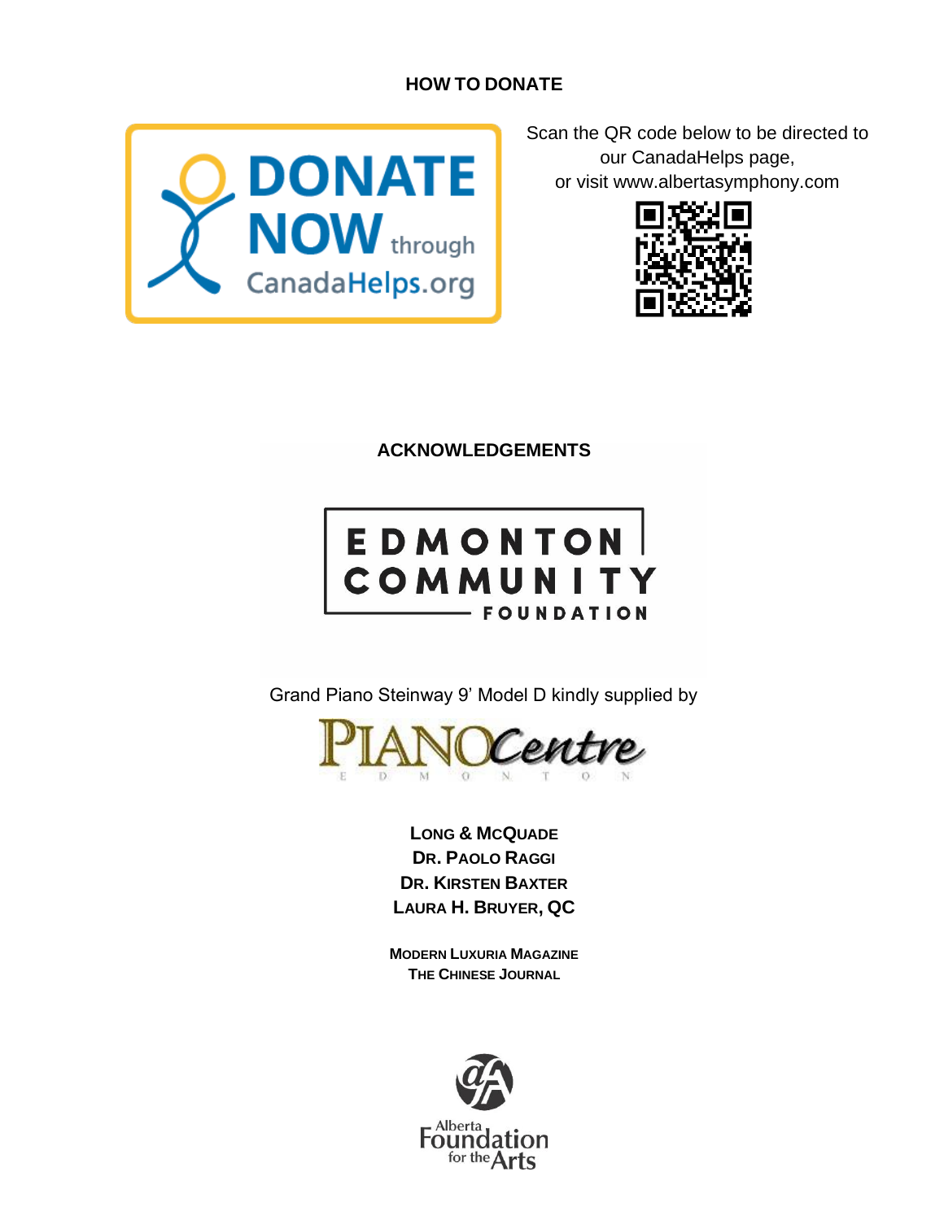## HOW TO DONATE

DONATE NOW through CanadaHelps.org

Scan the QR code below to be directed to our CanadaHelps page, or visit www.albertasymphony.com

## ACKNOWLEDGEMENTS

EDMONTON COMMUNITY FOUNDATION

Grand Piano Steinway 9' Model D kindly supplied by

PIANOCentre EDMONTON

**LONG & MCQUADE**
**DR. PAOLO RAGGI**
**DR. KIRSTEN BAXTER**
**LAURA H. BRUYER, QC**

**MODERN LUXURIA MAGAZINE**
**THE CHINESE JOURNAL**

Alberta Foundation for the Arts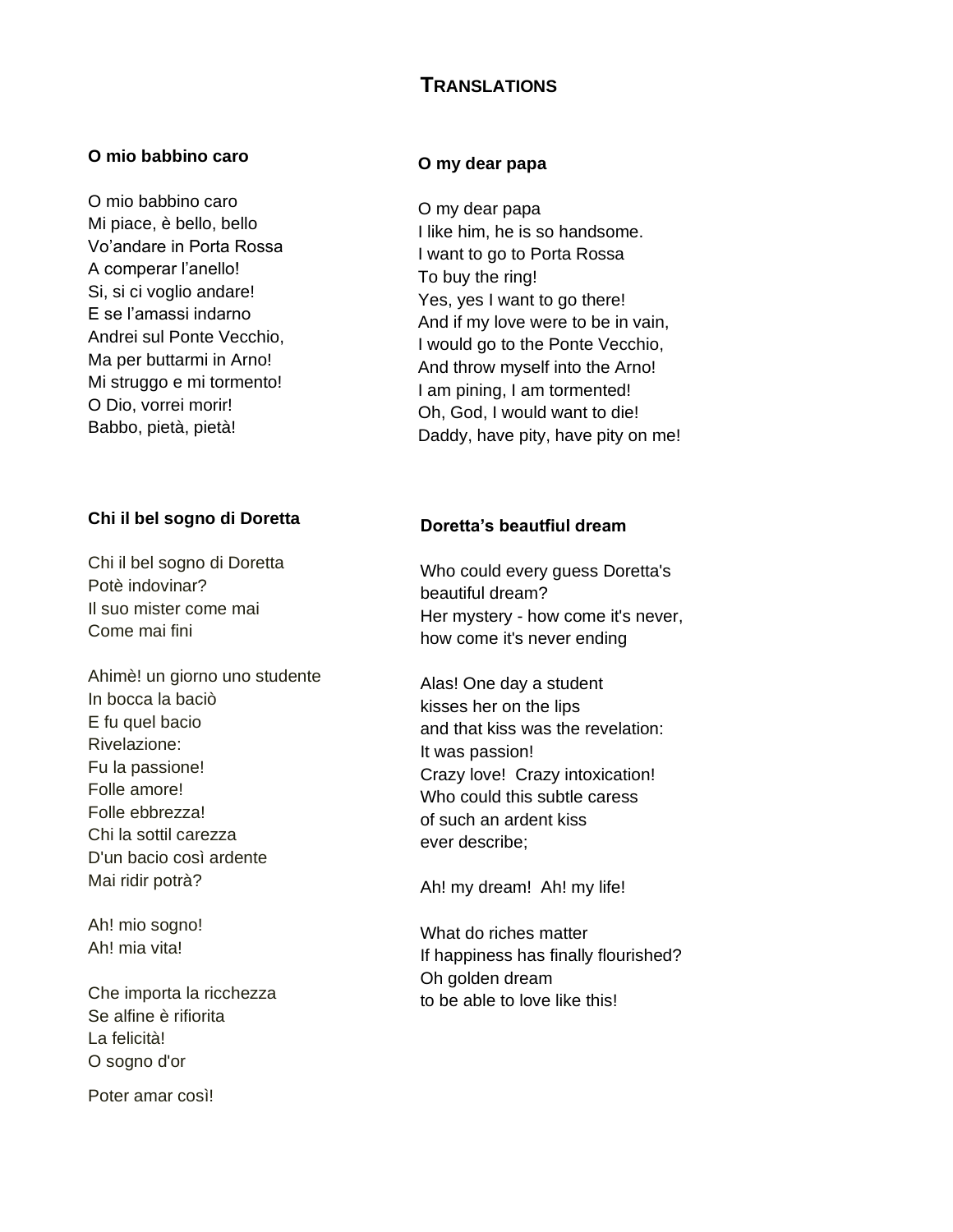# TRANSLATIONS

**O mio babbino caro**

O mio babbino caro
Mi piace, è bello, bello
Vo'andare in Porta Rossa
A comperar l'anello!
Si, si ci voglio andare!
E se l'amassi indarno
Andrei sul Ponte Vecchio,
Ma per buttarmi in Arno!
Mi struggo e mi tormento!
O Dio, vorrei morir!
Babbo, pietà, pietà!

**O my dear papa**

O my dear papa
I like him, he is so handsome.
I want to go to Porta Rossa
To buy the ring!
Yes, yes I want to go there!
And if my love were to be in vain,
I would go to the Ponte Vecchio,
And throw myself into the Arno!
I am pining, I am tormented!
Oh, God, I would want to die!
Daddy, have pity, have pity on me!

**Chi il bel sogno di Doretta**

Chi il bel sogno di Doretta
Potè indovinar?
Il suo mister come mai
Come mai fini

Ahimè! un giorno uno studente
In bocca la baciò
E fu quel bacio
Rivelazione:
Fu la passione!
Folle amore!
Folle ebbrezza!
Chi la sottil carezza
D'un bacio così ardente
Mai ridir potrà?

Ah! mio sogno!
Ah! mia vita!

Che importa la ricchezza
Se alfine è rifiorita
La felicità!
O sogno d'or

Poter amar così!

**Doretta's beautfiul dream**

Who could every guess Doretta's
beautiful dream?
Her mystery - how come it's never,
how come it's never ending

Alas! One day a student
kisses her on the lips
and that kiss was the revelation:
It was passion!
Crazy love! Crazy intoxication!
Who could this subtle caress
of such an ardent kiss
ever describe;

Ah! my dream! Ah! my life!

What do riches matter
If happiness has finally flourished?
Oh golden dream
to be able to love like this!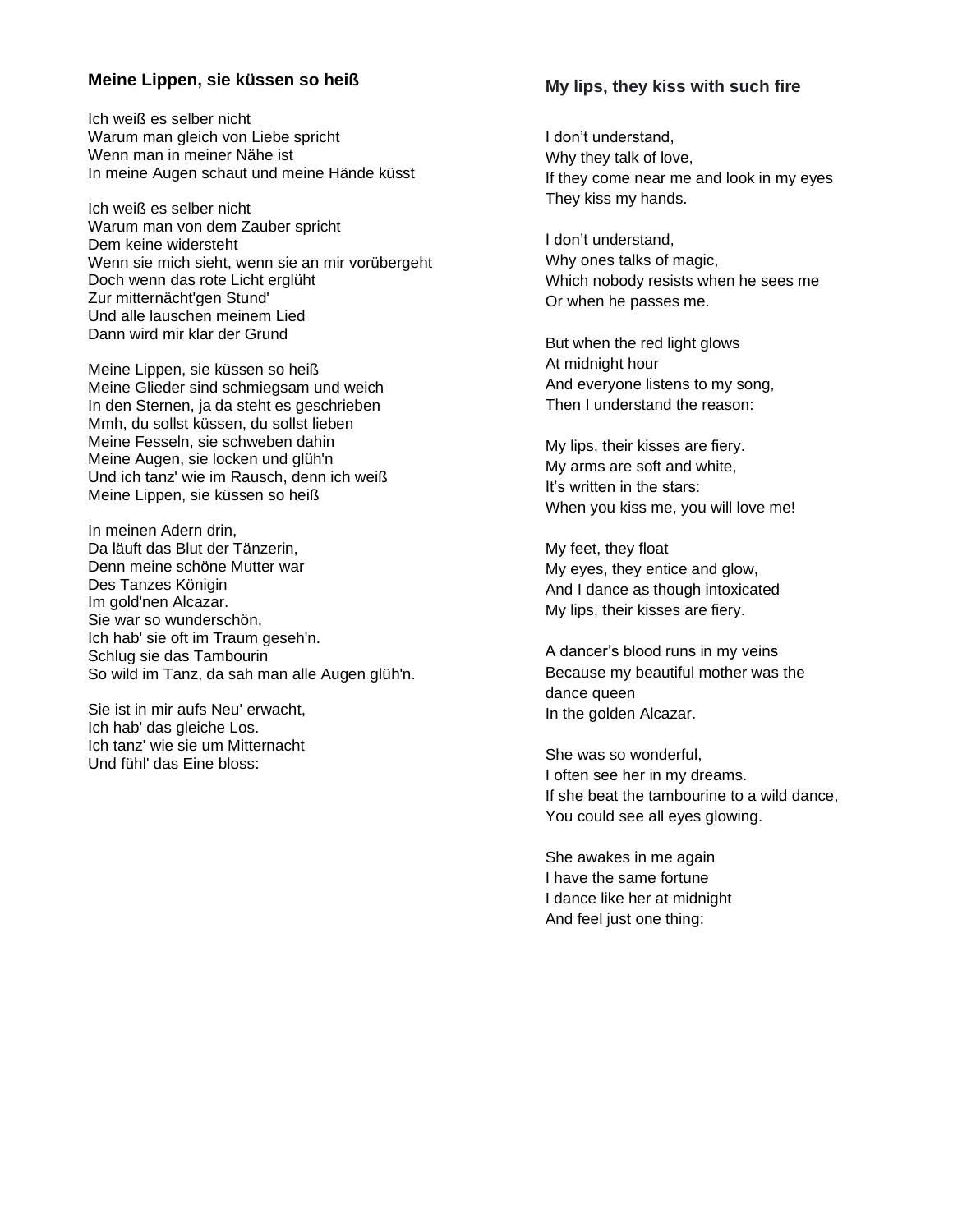**Meine Lippen, sie küssen so heiß**

Ich weiß es selber nicht
Warum man gleich von Liebe spricht
Wenn man in meiner Nähe ist
In meine Augen schaut und meine Hände küsst

Ich weiß es selber nicht
Warum man von dem Zauber spricht
Dem keine widersteht
Wenn sie mich sieht, wenn sie an mir vorübergeht
Doch wenn das rote Licht erglüht
Zur mitternächt'gen Stund'
Und alle lauschen meinem Lied
Dann wird mir klar der Grund

Meine Lippen, sie küssen so heiß
Meine Glieder sind schmiegsam und weich
In den Sternen, ja da steht es geschrieben
Mmh, du sollst küssen, du sollst lieben
Meine Fesseln, sie schweben dahin
Meine Augen, sie locken und glüh'n
Und ich tanz' wie im Rausch, denn ich weiß
Meine Lippen, sie küssen so heiß

In meinen Adern drin,
Da läuft das Blut der Tänzerin,
Denn meine schöne Mutter war
Des Tanzes Königin
Im gold'nen Alcazar.
Sie war so wunderschön,
Ich hab' sie oft im Traum geseh'n.
Schlug sie das Tambourin
So wild im Tanz, da sah man alle Augen glüh'n.

Sie ist in mir aufs Neu' erwacht,
Ich hab' das gleiche Los.
Ich tanz' wie sie um Mitternacht
Und fühl' das Eine bloss:

**My lips, they kiss with such fire**

I don't understand,
Why they talk of love,
If they come near me and look in my eyes
They kiss my hands.

I don't understand,
Why ones talks of magic,
Which nobody resists when he sees me
Or when he passes me.

But when the red light glows
At midnight hour
And everyone listens to my song,
Then I understand the reason:

My lips, their kisses are fiery.
My arms are soft and white,
It's written in the stars:
When you kiss me, you will love me!

My feet, they float
My eyes, they entice and glow,
And I dance as though intoxicated
My lips, their kisses are fiery.

A dancer's blood runs in my veins
Because my beautiful mother was the dance queen
In the golden Alcazar.

She was so wonderful,
I often see her in my dreams.
If she beat the tambourine to a wild dance,
You could see all eyes glowing.

She awakes in me again
I have the same fortune
I dance like her at midnight
And feel just one thing: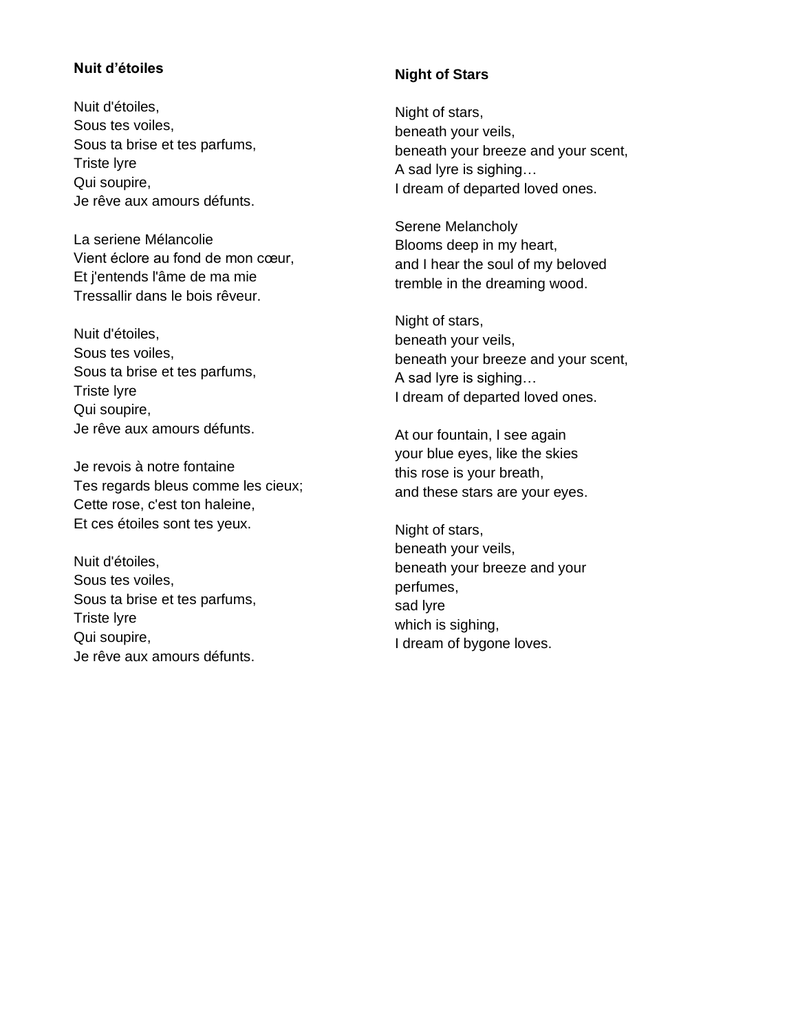**Nuit d'étoiles**

Nuit d'étoiles,
Sous tes voiles,
Sous ta brise et tes parfums,
Triste lyre
Qui soupire,
Je rêve aux amours défunts.

La seriene Mélancolie
Vient éclore au fond de mon cœur,
Et j'entends l'âme de ma mie
Tressallir dans le bois rêveur.

Nuit d'étoiles,
Sous tes voiles,
Sous ta brise et tes parfums,
Triste lyre
Qui soupire,
Je rêve aux amours défunts.

Je revois à notre fontaine
Tes regards bleus comme les cieux;
Cette rose, c'est ton haleine,
Et ces étoiles sont tes yeux.

Nuit d'étoiles,
Sous tes voiles,
Sous ta brise et tes parfums,
Triste lyre
Qui soupire,
Je rêve aux amours défunts.

**Night of Stars**

Night of stars,
beneath your veils,
beneath your breeze and your scent,
A sad lyre is sighing…
I dream of departed loved ones.

Serene Melancholy
Blooms deep in my heart,
and I hear the soul of my beloved
tremble in the dreaming wood.

Night of stars,
beneath your veils,
beneath your breeze and your scent,
A sad lyre is sighing…
I dream of departed loved ones.

At our fountain, I see again
your blue eyes, like the skies
this rose is your breath,
and these stars are your eyes.

Night of stars,
beneath your veils,
beneath your breeze and your perfumes,
sad lyre
which is sighing,
I dream of bygone loves.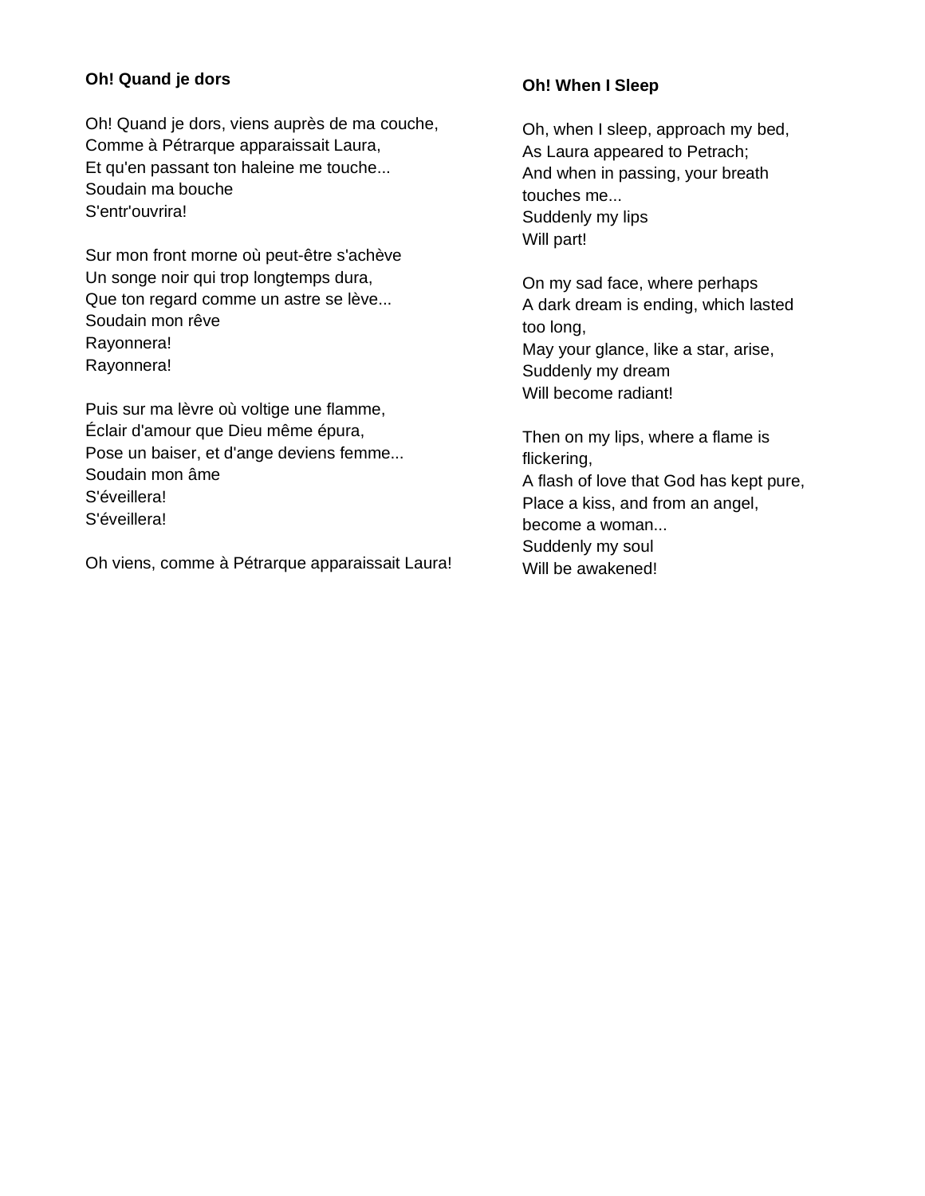**Oh! Quand je dors**

Oh! Quand je dors, viens auprès de ma couche,
Comme à Pétrarque apparaissait Laura,
Et qu'en passant ton haleine me touche...
Soudain ma bouche
S'entr'ouvrira!

Sur mon front morne où peut-être s'achève
Un songe noir qui trop longtemps dura,
Que ton regard comme un astre se lève...
Soudain mon rêve
Rayonnera!
Rayonnera!

Puis sur ma lèvre où voltige une flamme,
Éclair d'amour que Dieu même épura,
Pose un baiser, et d'ange deviens femme...
Soudain mon âme
S'éveillera!
S'éveillera!

Oh viens, comme à Pétrarque apparaissait Laura!

**Oh! When I Sleep**

Oh, when I sleep, approach my bed,
As Laura appeared to Petrach;
And when in passing, your breath touches me...
Suddenly my lips
Will part!

On my sad face, where perhaps
A dark dream is ending, which lasted too long,
May your glance, like a star, arise,
Suddenly my dream
Will become radiant!

Then on my lips, where a flame is flickering,
A flash of love that God has kept pure,
Place a kiss, and from an angel, become a woman...
Suddenly my soul
Will be awakened!